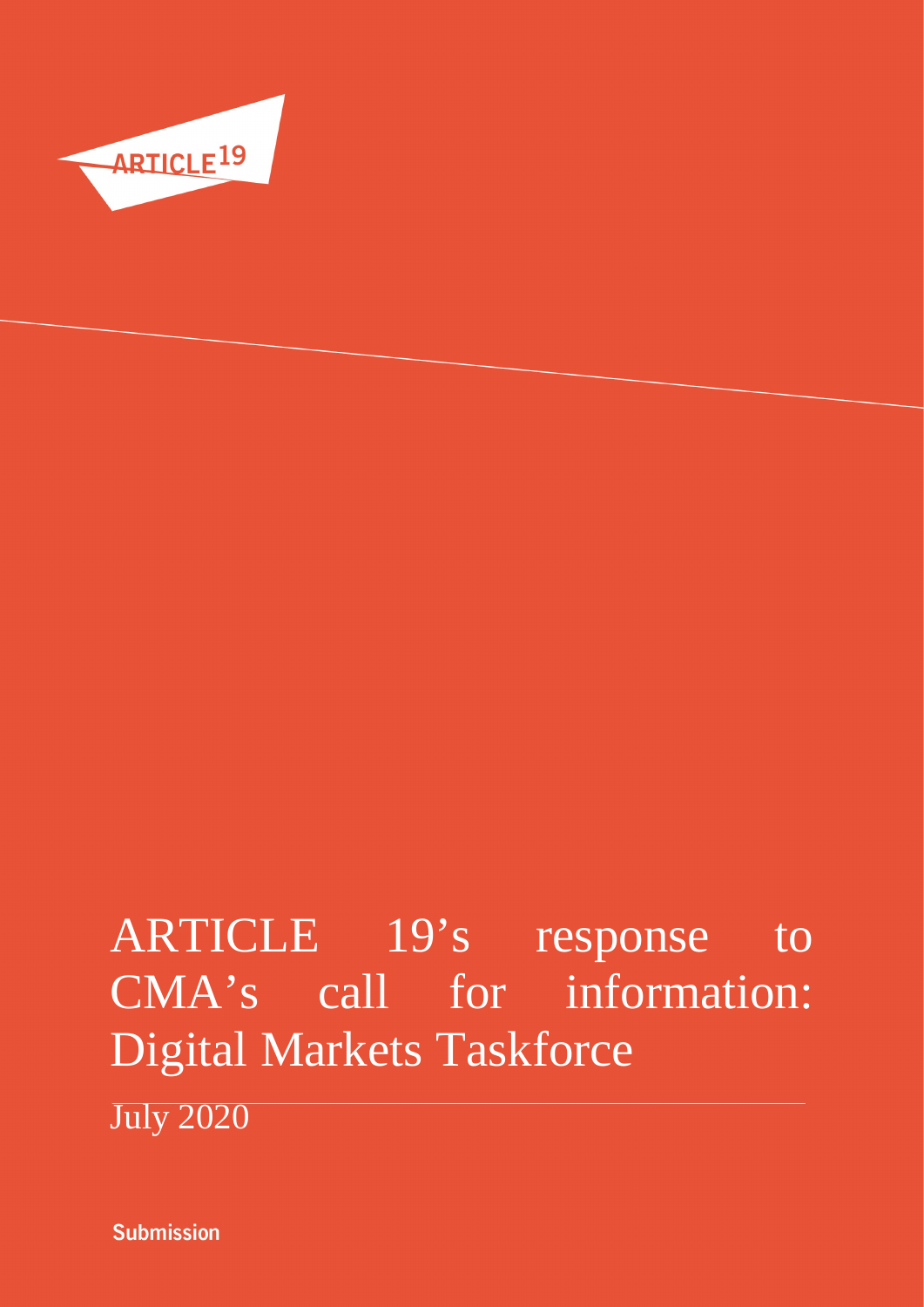ARTICLE 19

# ARTICLE 19's response to CMA's call for information: Digital Markets Taskforce

July 2020

**Submission**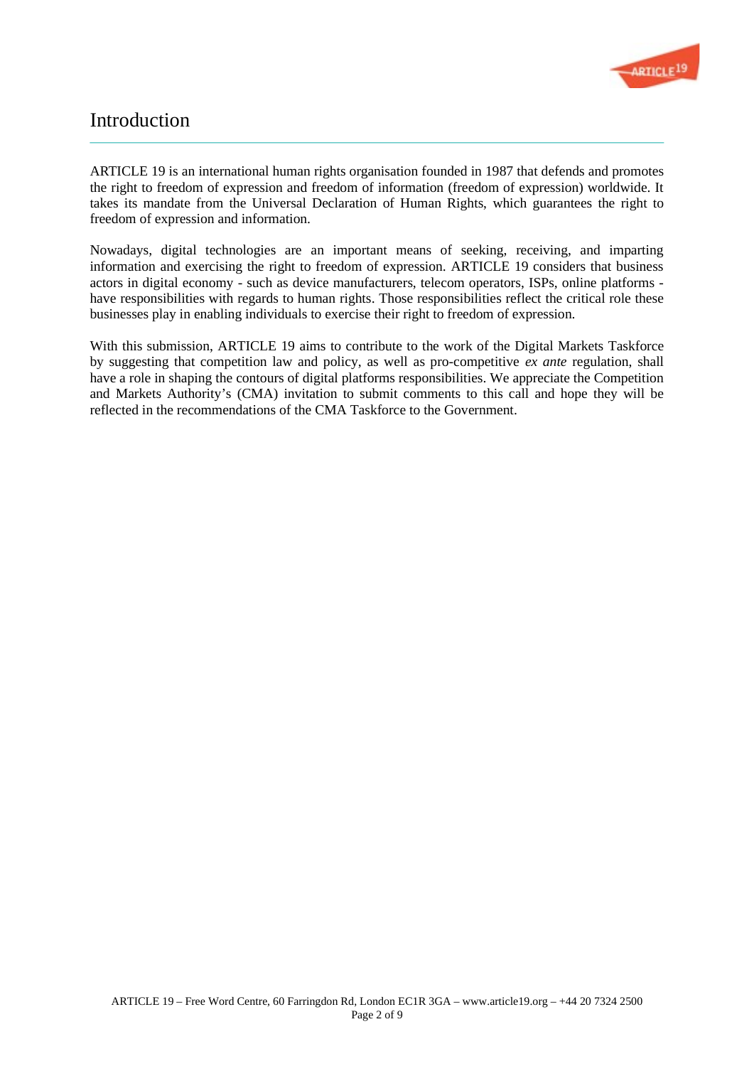# Introduction

ARTICLE 19 is an international human rights organisation founded in 1987 that defends and promotes the right to freedom of expression and freedom of information (freedom of expression) worldwide. It takes its mandate from the Universal Declaration of Human Rights, which guarantees the right to freedom of expression and information.

Nowadays, digital technologies are an important means of seeking, receiving, and imparting information and exercising the right to freedom of expression. ARTICLE 19 considers that business actors in digital economy - such as device manufacturers, telecom operators, ISPs, online platforms - have responsibilities with regards to human rights. Those responsibilities reflect the critical role these businesses play in enabling individuals to exercise their right to freedom of expression.

With this submission, ARTICLE 19 aims to contribute to the work of the Digital Markets Taskforce by suggesting that competition law and policy, as well as pro-competitive *ex ante* regulation, shall have a role in shaping the contours of digital platforms responsibilities. We appreciate the Competition and Markets Authority's (CMA) invitation to submit comments to this call and hope they will be reflected in the recommendations of the CMA Taskforce to the Government.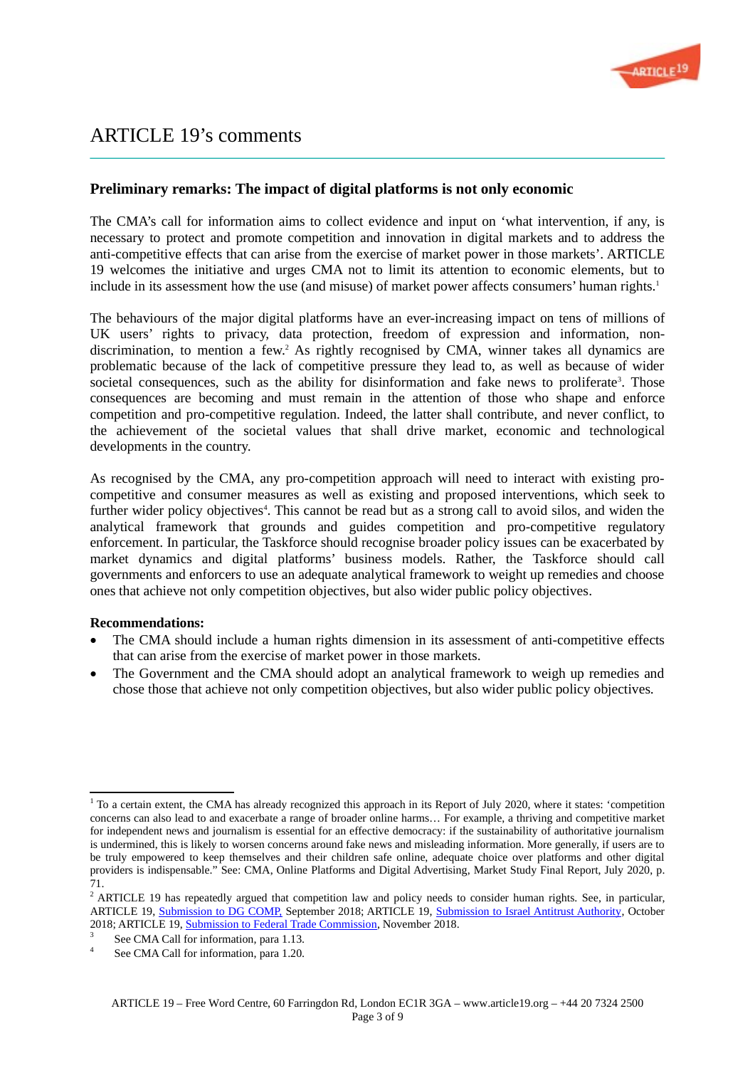# ARTICLE 19's comments

## Preliminary remarks: The impact of digital platforms is not only economic

The CMA's call for information aims to collect evidence and input on 'what intervention, if any, is necessary to protect and promote competition and innovation in digital markets and to address the anti-competitive effects that can arise from the exercise of market power in those markets'. ARTICLE 19 welcomes the initiative and urges CMA not to limit its attention to economic elements, but to include in its assessment how the use (and misuse) of market power affects consumers' human rights.[1]

The behaviours of the major digital platforms have an ever-increasing impact on tens of millions of UK users' rights to privacy, data protection, freedom of expression and information, non-discrimination, to mention a few.[2] As rightly recognised by CMA, winner takes all dynamics are problematic because of the lack of competitive pressure they lead to, as well as because of wider societal consequences, such as the ability for disinformation and fake news to proliferate[3]. Those consequences are becoming and must remain in the attention of those who shape and enforce competition and pro-competitive regulation. Indeed, the latter shall contribute, and never conflict, to the achievement of the societal values that shall drive market, economic and technological developments in the country.

As recognised by the CMA, any pro-competition approach will need to interact with existing pro-competitive and consumer measures as well as existing and proposed interventions, which seek to further wider policy objectives[4]. This cannot be read but as a strong call to avoid silos, and widen the analytical framework that grounds and guides competition and pro-competitive regulatory enforcement. In particular, the Taskforce should recognise broader policy issues can be exacerbated by market dynamics and digital platforms' business models. Rather, the Taskforce should call governments and enforcers to use an adequate analytical framework to weight up remedies and choose ones that achieve not only competition objectives, but also wider public policy objectives.

**Recommendations:**

- The CMA should include a human rights dimension in its assessment of anti-competitive effects that can arise from the exercise of market power in those markets.
- The Government and the CMA should adopt an analytical framework to weigh up remedies and chose those that achieve not only competition objectives, but also wider public policy objectives.

---

[1] To a certain extent, the CMA has already recognized this approach in its Report of July 2020, where it states: 'competition concerns can also lead to and exacerbate a range of broader online harms… For example, a thriving and competitive market for independent news and journalism is essential for an effective democracy: if the sustainability of authoritative journalism is undermined, this is likely to worsen concerns around fake news and misleading information. More generally, if users are to be truly empowered to keep themselves and their children safe online, adequate choice over platforms and other digital providers is indispensable." See: CMA, Online Platforms and Digital Advertising, Market Study Final Report, July 2020, p. 71.

[2] ARTICLE 19 has repeatedly argued that competition law and policy needs to consider human rights. See, in particular, ARTICLE 19, Submission to DG COMP, September 2018; ARTICLE 19, Submission to Israel Antitrust Authority, October 2018; ARTICLE 19, Submission to Federal Trade Commission, November 2018.

[3] See CMA Call for information, para 1.13.

[4] See CMA Call for information, para 1.20.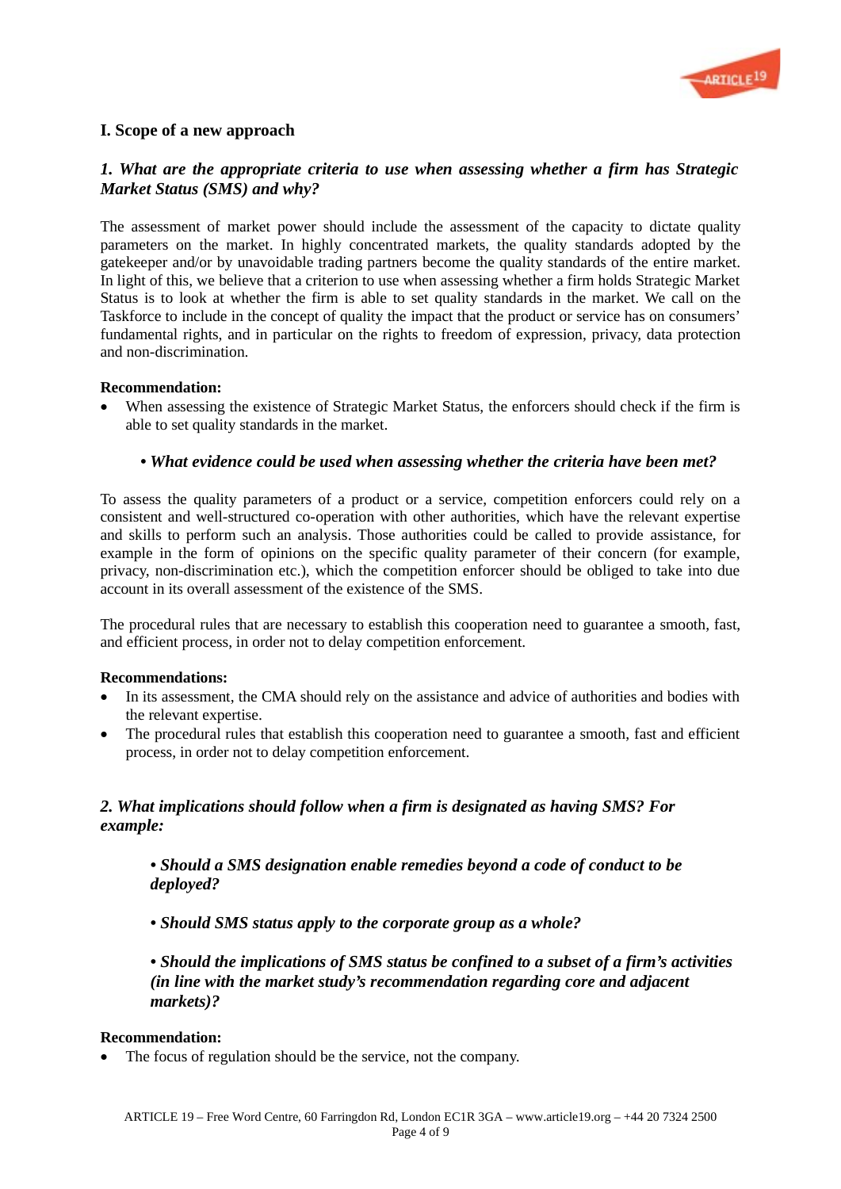## I. Scope of a new approach

### *1. What are the appropriate criteria to use when assessing whether a firm has Strategic Market Status (SMS) and why?*

The assessment of market power should include the assessment of the capacity to dictate quality parameters on the market. In highly concentrated markets, the quality standards adopted by the gatekeeper and/or by unavoidable trading partners become the quality standards of the entire market. In light of this, we believe that a criterion to use when assessing whether a firm holds Strategic Market Status is to look at whether the firm is able to set quality standards in the market. We call on the Taskforce to include in the concept of quality the impact that the product or service has on consumers' fundamental rights, and in particular on the rights to freedom of expression, privacy, data protection and non-discrimination.

**Recommendation:**

- When assessing the existence of Strategic Market Status, the enforcers should check if the firm is able to set quality standards in the market.

#### *• What evidence could be used when assessing whether the criteria have been met?*

To assess the quality parameters of a product or a service, competition enforcers could rely on a consistent and well-structured co-operation with other authorities, which have the relevant expertise and skills to perform such an analysis. Those authorities could be called to provide assistance, for example in the form of opinions on the specific quality parameter of their concern (for example, privacy, non-discrimination etc.), which the competition enforcer should be obliged to take into due account in its overall assessment of the existence of the SMS.

The procedural rules that are necessary to establish this cooperation need to guarantee a smooth, fast, and efficient process, in order not to delay competition enforcement.

**Recommendations:**

- In its assessment, the CMA should rely on the assistance and advice of authorities and bodies with the relevant expertise.
- The procedural rules that establish this cooperation need to guarantee a smooth, fast and efficient process, in order not to delay competition enforcement.

### *2. What implications should follow when a firm is designated as having SMS? For example:*

***• Should a SMS designation enable remedies beyond a code of conduct to be deployed?***

***• Should SMS status apply to the corporate group as a whole?***

***• Should the implications of SMS status be confined to a subset of a firm's activities (in line with the market study's recommendation regarding core and adjacent markets)?***

**Recommendation:**

- The focus of regulation should be the service, not the company.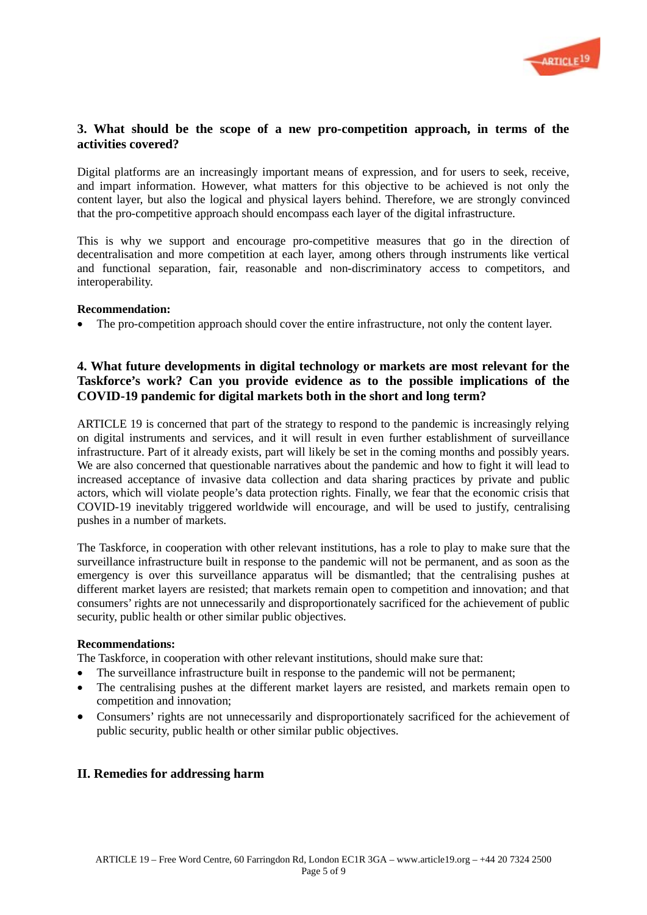### 3. What should be the scope of a new pro-competition approach, in terms of the activities covered?

Digital platforms are an increasingly important means of expression, and for users to seek, receive, and impart information. However, what matters for this objective to be achieved is not only the content layer, but also the logical and physical layers behind. Therefore, we are strongly convinced that the pro-competitive approach should encompass each layer of the digital infrastructure.

This is why we support and encourage pro-competitive measures that go in the direction of decentralisation and more competition at each layer, among others through instruments like vertical and functional separation, fair, reasonable and non-discriminatory access to competitors, and interoperability.

**Recommendation:**

- The pro-competition approach should cover the entire infrastructure, not only the content layer.

### 4. What future developments in digital technology or markets are most relevant for the Taskforce's work? Can you provide evidence as to the possible implications of the COVID-19 pandemic for digital markets both in the short and long term?

ARTICLE 19 is concerned that part of the strategy to respond to the pandemic is increasingly relying on digital instruments and services, and it will result in even further establishment of surveillance infrastructure. Part of it already exists, part will likely be set in the coming months and possibly years. We are also concerned that questionable narratives about the pandemic and how to fight it will lead to increased acceptance of invasive data collection and data sharing practices by private and public actors, which will violate people's data protection rights. Finally, we fear that the economic crisis that COVID-19 inevitably triggered worldwide will encourage, and will be used to justify, centralising pushes in a number of markets.

The Taskforce, in cooperation with other relevant institutions, has a role to play to make sure that the surveillance infrastructure built in response to the pandemic will not be permanent, and as soon as the emergency is over this surveillance apparatus will be dismantled; that the centralising pushes at different market layers are resisted; that markets remain open to competition and innovation; and that consumers' rights are not unnecessarily and disproportionately sacrificed for the achievement of public security, public health or other similar public objectives.

**Recommendations:**

The Taskforce, in cooperation with other relevant institutions, should make sure that:

- The surveillance infrastructure built in response to the pandemic will not be permanent;
- The centralising pushes at the different market layers are resisted, and markets remain open to competition and innovation;
- Consumers' rights are not unnecessarily and disproportionately sacrificed for the achievement of public security, public health or other similar public objectives.

## II. Remedies for addressing harm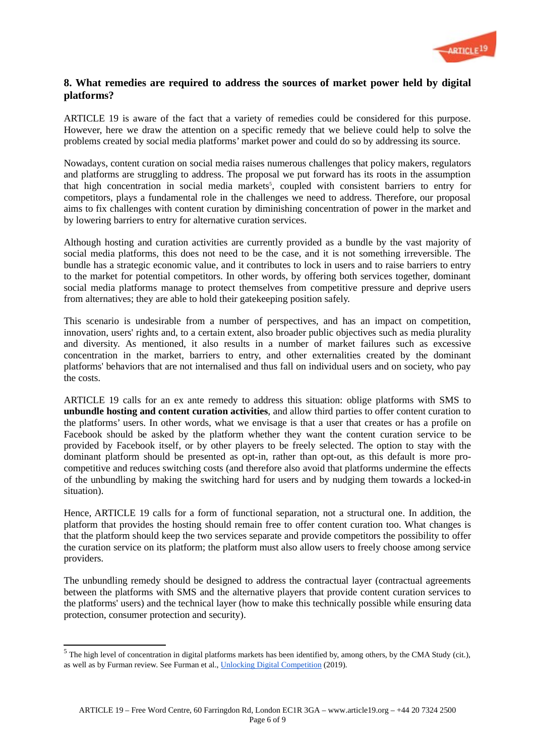## 8. What remedies are required to address the sources of market power held by digital platforms?

ARTICLE 19 is aware of the fact that a variety of remedies could be considered for this purpose. However, here we draw the attention on a specific remedy that we believe could help to solve the problems created by social media platforms' market power and could do so by addressing its source.

Nowadays, content curation on social media raises numerous challenges that policy makers, regulators and platforms are struggling to address. The proposal we put forward has its roots in the assumption that high concentration in social media markets[5], coupled with consistent barriers to entry for competitors, plays a fundamental role in the challenges we need to address. Therefore, our proposal aims to fix challenges with content curation by diminishing concentration of power in the market and by lowering barriers to entry for alternative curation services.

Although hosting and curation activities are currently provided as a bundle by the vast majority of social media platforms, this does not need to be the case, and it is not something irreversible. The bundle has a strategic economic value, and it contributes to lock in users and to raise barriers to entry to the market for potential competitors. In other words, by offering both services together, dominant social media platforms manage to protect themselves from competitive pressure and deprive users from alternatives; they are able to hold their gatekeeping position safely.

This scenario is undesirable from a number of perspectives, and has an impact on competition, innovation, users' rights and, to a certain extent, also broader public objectives such as media plurality and diversity. As mentioned, it also results in a number of market failures such as excessive concentration in the market, barriers to entry, and other externalities created by the dominant platforms' behaviors that are not internalised and thus fall on individual users and on society, who pay the costs.

ARTICLE 19 calls for an ex ante remedy to address this situation: oblige platforms with SMS to **unbundle hosting and content curation activities**, and allow third parties to offer content curation to the platforms' users. In other words, what we envisage is that a user that creates or has a profile on Facebook should be asked by the platform whether they want the content curation service to be provided by Facebook itself, or by other players to be freely selected. The option to stay with the dominant platform should be presented as opt-in, rather than opt-out, as this default is more pro-competitive and reduces switching costs (and therefore also avoid that platforms undermine the effects of the unbundling by making the switching hard for users and by nudging them towards a locked-in situation).

Hence, ARTICLE 19 calls for a form of functional separation, not a structural one. In addition, the platform that provides the hosting should remain free to offer content curation too. What changes is that the platform should keep the two services separate and provide competitors the possibility to offer the curation service on its platform; the platform must also allow users to freely choose among service providers.

The unbundling remedy should be designed to address the contractual layer (contractual agreements between the platforms with SMS and the alternative players that provide content curation services to the platforms' users) and the technical layer (how to make this technically possible while ensuring data protection, consumer protection and security).

---

[5] The high level of concentration in digital platforms markets has been identified by, among others, by the CMA Study (cit.), as well as by Furman review. See Furman et al., Unlocking Digital Competition (2019).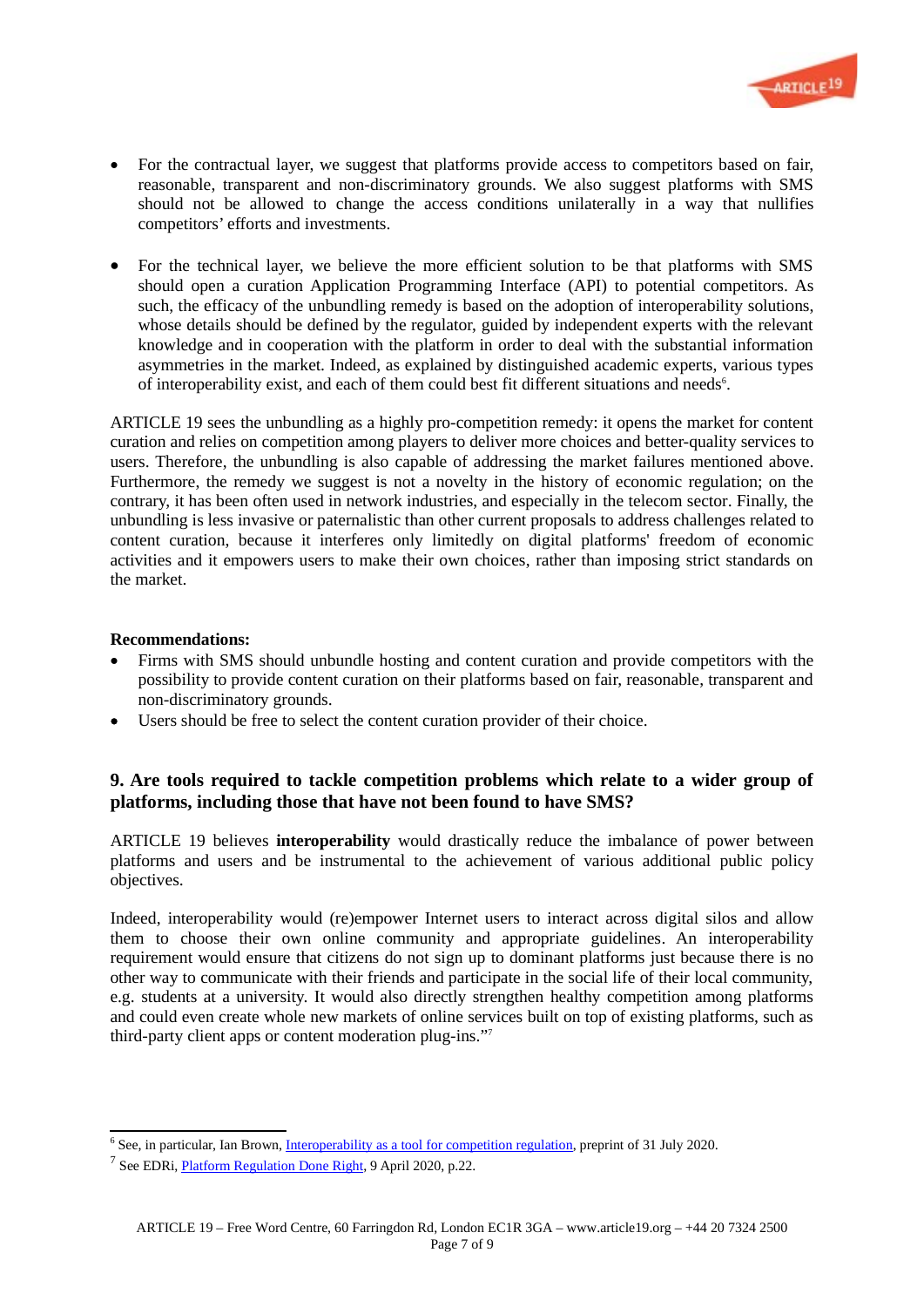- For the contractual layer, we suggest that platforms provide access to competitors based on fair, reasonable, transparent and non-discriminatory grounds. We also suggest platforms with SMS should not be allowed to change the access conditions unilaterally in a way that nullifies competitors' efforts and investments.

- For the technical layer, we believe the more efficient solution to be that platforms with SMS should open a curation Application Programming Interface (API) to potential competitors. As such, the efficacy of the unbundling remedy is based on the adoption of interoperability solutions, whose details should be defined by the regulator, guided by independent experts with the relevant knowledge and in cooperation with the platform in order to deal with the substantial information asymmetries in the market. Indeed, as explained by distinguished academic experts, various types of interoperability exist, and each of them could best fit different situations and needs[6].

ARTICLE 19 sees the unbundling as a highly pro-competition remedy: it opens the market for content curation and relies on competition among players to deliver more choices and better-quality services to users. Therefore, the unbundling is also capable of addressing the market failures mentioned above. Furthermore, the remedy we suggest is not a novelty in the history of economic regulation; on the contrary, it has been often used in network industries, and especially in the telecom sector. Finally, the unbundling is less invasive or paternalistic than other current proposals to address challenges related to content curation, because it interferes only limitedly on digital platforms' freedom of economic activities and it empowers users to make their own choices, rather than imposing strict standards on the market.

**Recommendations:**

- Firms with SMS should unbundle hosting and content curation and provide competitors with the possibility to provide content curation on their platforms based on fair, reasonable, transparent and non-discriminatory grounds.
- Users should be free to select the content curation provider of their choice.

## 9. Are tools required to tackle competition problems which relate to a wider group of platforms, including those that have not been found to have SMS?

ARTICLE 19 believes **interoperability** would drastically reduce the imbalance of power between platforms and users and be instrumental to the achievement of various additional public policy objectives.

Indeed, interoperability would (re)empower Internet users to interact across digital silos and allow them to choose their own online community and appropriate guidelines. An interoperability requirement would ensure that citizens do not sign up to dominant platforms just because there is no other way to communicate with their friends and participate in the social life of their local community, e.g. students at a university. It would also directly strengthen healthy competition among platforms and could even create whole new markets of online services built on top of existing platforms, such as third-party client apps or content moderation plug-ins."[7]

---

[6] See, in particular, Ian Brown, Interoperability as a tool for competition regulation, preprint of 31 July 2020.

[7] See EDRi, Platform Regulation Done Right, 9 April 2020, p.22.

ARTICLE 19 – Free Word Centre, 60 Farringdon Rd, London EC1R 3GA – www.article19.org – +44 20 7324 2500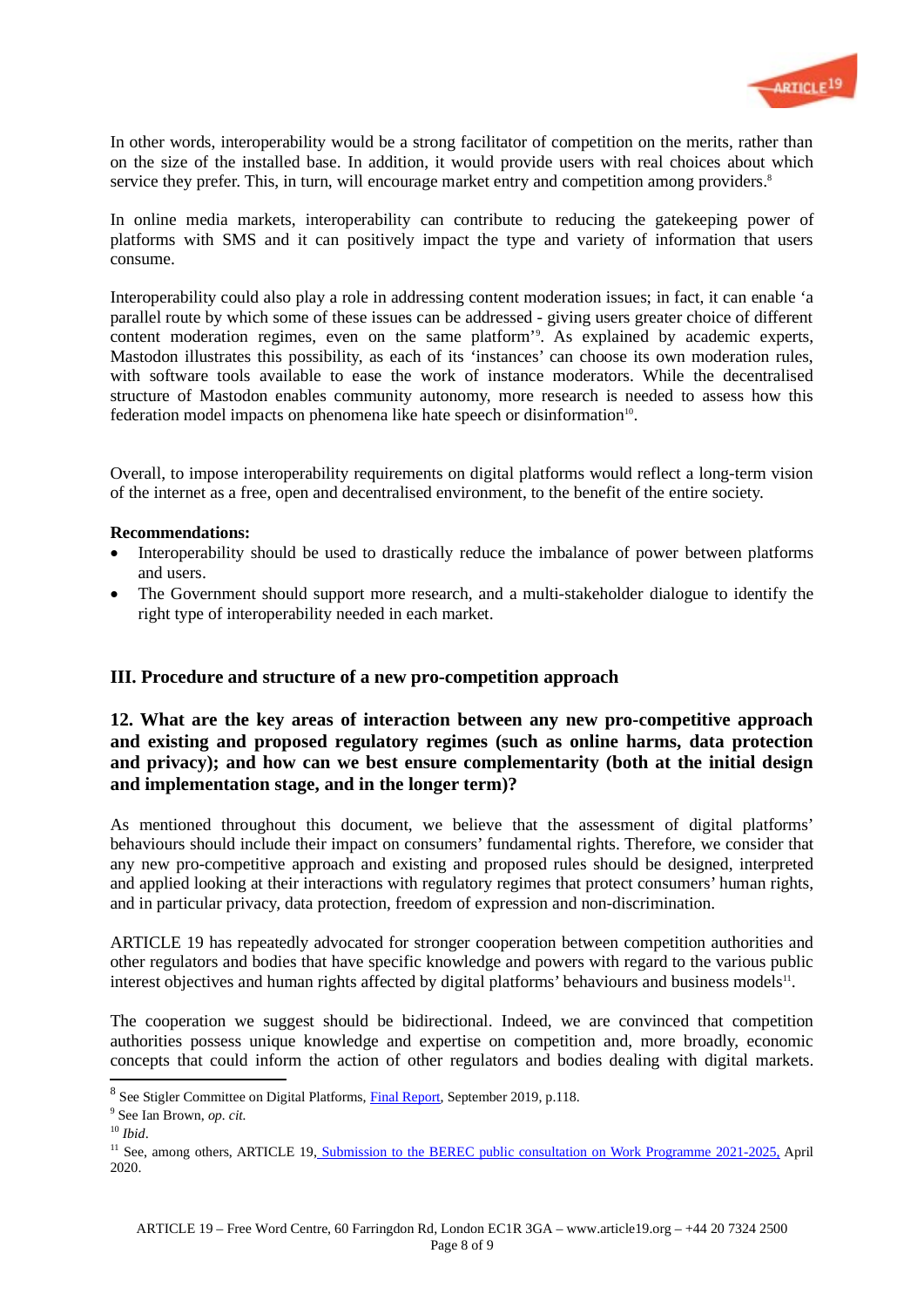In other words, interoperability would be a strong facilitator of competition on the merits, rather than on the size of the installed base. In addition, it would provide users with real choices about which service they prefer. This, in turn, will encourage market entry and competition among providers.[8]

In online media markets, interoperability can contribute to reducing the gatekeeping power of platforms with SMS and it can positively impact the type and variety of information that users consume.

Interoperability could also play a role in addressing content moderation issues; in fact, it can enable 'a parallel route by which some of these issues can be addressed - giving users greater choice of different content moderation regimes, even on the same platform'[9]. As explained by academic experts, Mastodon illustrates this possibility, as each of its 'instances' can choose its own moderation rules, with software tools available to ease the work of instance moderators. While the decentralised structure of Mastodon enables community autonomy, more research is needed to assess how this federation model impacts on phenomena like hate speech or disinformation[10].

Overall, to impose interoperability requirements on digital platforms would reflect a long-term vision of the internet as a free, open and decentralised environment, to the benefit of the entire society.

**Recommendations:**

- Interoperability should be used to drastically reduce the imbalance of power between platforms and users.
- The Government should support more research, and a multi-stakeholder dialogue to identify the right type of interoperability needed in each market.

## III. Procedure and structure of a new pro-competition approach

### 12. What are the key areas of interaction between any new pro-competitive approach and existing and proposed regulatory regimes (such as online harms, data protection and privacy); and how can we best ensure complementarity (both at the initial design and implementation stage, and in the longer term)?

As mentioned throughout this document, we believe that the assessment of digital platforms' behaviours should include their impact on consumers' fundamental rights. Therefore, we consider that any new pro-competitive approach and existing and proposed rules should be designed, interpreted and applied looking at their interactions with regulatory regimes that protect consumers' human rights, and in particular privacy, data protection, freedom of expression and non-discrimination.

ARTICLE 19 has repeatedly advocated for stronger cooperation between competition authorities and other regulators and bodies that have specific knowledge and powers with regard to the various public interest objectives and human rights affected by digital platforms' behaviours and business models[11].

The cooperation we suggest should be bidirectional. Indeed, we are convinced that competition authorities possess unique knowledge and expertise on competition and, more broadly, economic concepts that could inform the action of other regulators and bodies dealing with digital markets.

---

[8] See Stigler Committee on Digital Platforms, Final Report, September 2019, p.118.

[9] See Ian Brown, *op. cit.*

[10] *Ibid*.

[11] See, among others, ARTICLE 19, Submission to the BEREC public consultation on Work Programme 2021-2025, April 2020.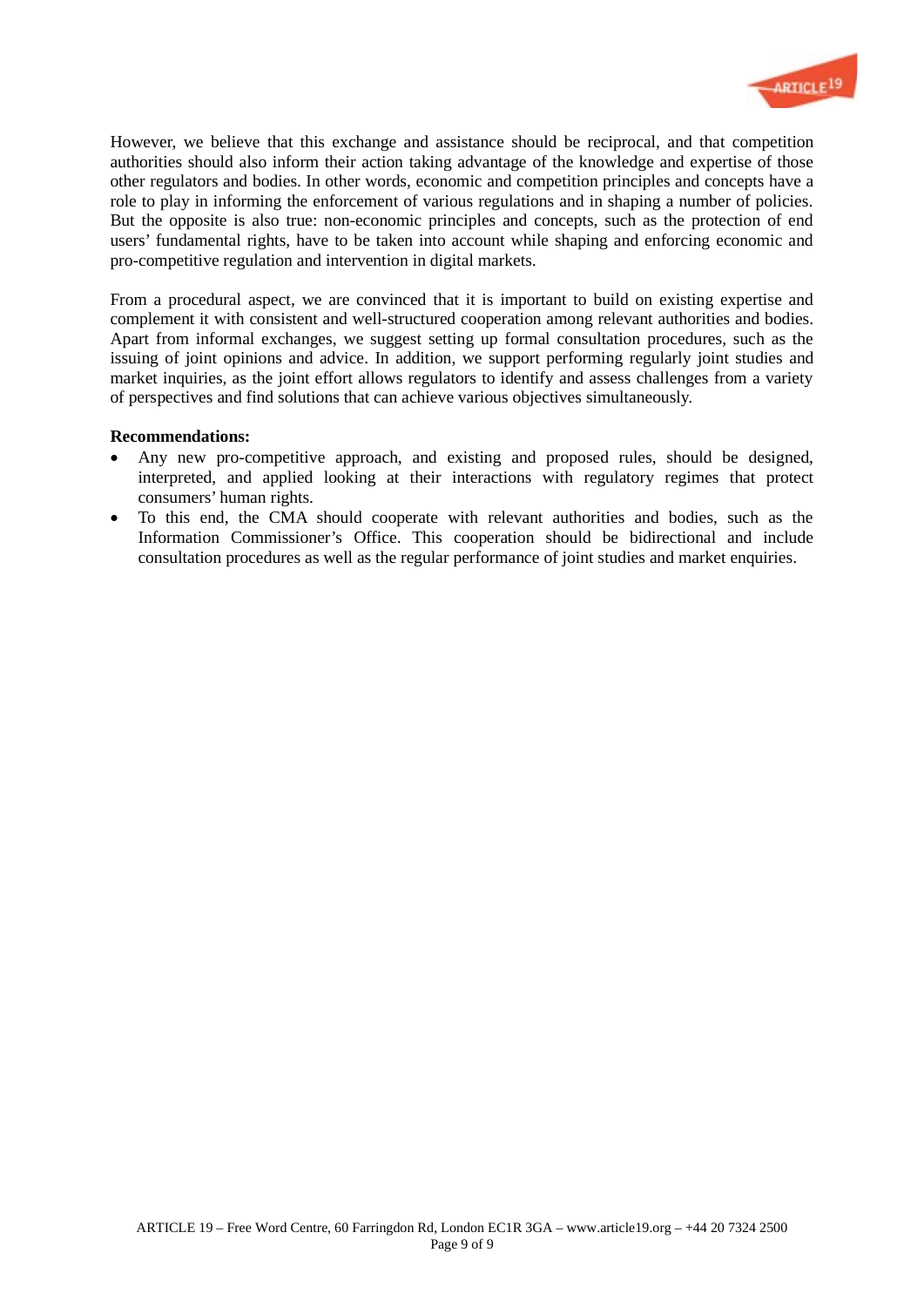However, we believe that this exchange and assistance should be reciprocal, and that competition authorities should also inform their action taking advantage of the knowledge and expertise of those other regulators and bodies. In other words, economic and competition principles and concepts have a role to play in informing the enforcement of various regulations and in shaping a number of policies. But the opposite is also true: non-economic principles and concepts, such as the protection of end users' fundamental rights, have to be taken into account while shaping and enforcing economic and pro-competitive regulation and intervention in digital markets.

From a procedural aspect, we are convinced that it is important to build on existing expertise and complement it with consistent and well-structured cooperation among relevant authorities and bodies. Apart from informal exchanges, we suggest setting up formal consultation procedures, such as the issuing of joint opinions and advice. In addition, we support performing regularly joint studies and market inquiries, as the joint effort allows regulators to identify and assess challenges from a variety of perspectives and find solutions that can achieve various objectives simultaneously.

**Recommendations:**

- Any new pro-competitive approach, and existing and proposed rules, should be designed, interpreted, and applied looking at their interactions with regulatory regimes that protect consumers' human rights.
- To this end, the CMA should cooperate with relevant authorities and bodies, such as the Information Commissioner's Office. This cooperation should be bidirectional and include consultation procedures as well as the regular performance of joint studies and market enquiries.